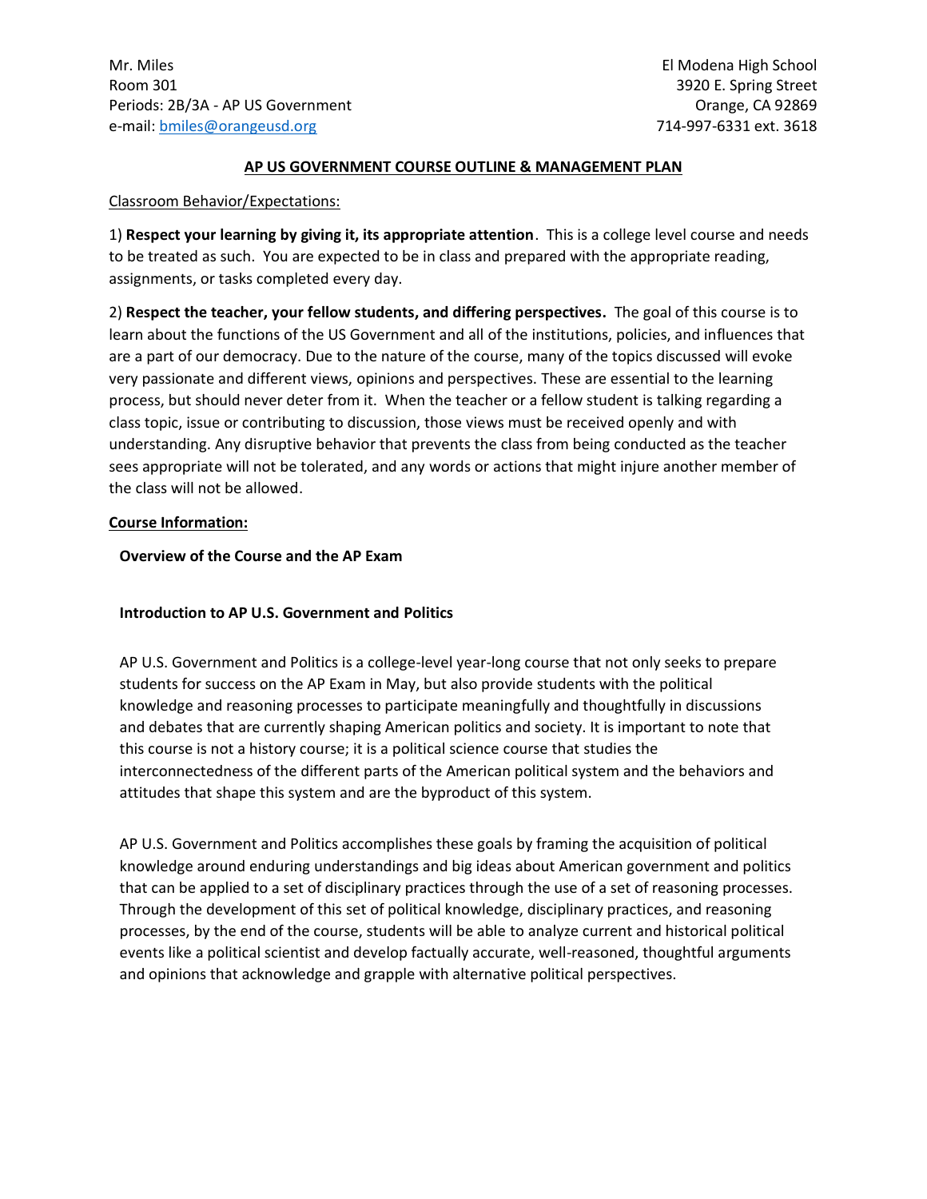Mr. Miles
Room 301
Periods: 2B/3A - AP US Government
e-mail: [bmiles@orangeusd.org](mailto:bmiles@orangeusd.org)

El Modena High School
3920 E. Spring Street
Orange, CA 92869
714-997-6331 ext. 3618

## AP US GOVERNMENT COURSE OUTLINE & MANAGEMENT PLAN

Classroom Behavior/Expectations:

1) **Respect your learning by giving it, its appropriate attention**. This is a college level course and needs to be treated as such. You are expected to be in class and prepared with the appropriate reading, assignments, or tasks completed every day.

2) **Respect the teacher, your fellow students, and differing perspectives.** The goal of this course is to learn about the functions of the US Government and all of the institutions, policies, and influences that are a part of our democracy. Due to the nature of the course, many of the topics discussed will evoke very passionate and different views, opinions and perspectives. These are essential to the learning process, but should never deter from it. When the teacher or a fellow student is talking regarding a class topic, issue or contributing to discussion, those views must be received openly and with understanding. Any disruptive behavior that prevents the class from being conducted as the teacher sees appropriate will not be tolerated, and any words or actions that might injure another member of the class will not be allowed.

**Course Information:**

**Overview of the Course and the AP Exam**

**Introduction to AP U.S. Government and Politics**

AP U.S. Government and Politics is a college-level year-long course that not only seeks to prepare students for success on the AP Exam in May, but also provide students with the political knowledge and reasoning processes to participate meaningfully and thoughtfully in discussions and debates that are currently shaping American politics and society. It is important to note that this course is not a history course; it is a political science course that studies the interconnectedness of the different parts of the American political system and the behaviors and attitudes that shape this system and are the byproduct of this system.

AP U.S. Government and Politics accomplishes these goals by framing the acquisition of political knowledge around enduring understandings and big ideas about American government and politics that can be applied to a set of disciplinary practices through the use of a set of reasoning processes. Through the development of this set of political knowledge, disciplinary practices, and reasoning processes, by the end of the course, students will be able to analyze current and historical political events like a political scientist and develop factually accurate, well-reasoned, thoughtful arguments and opinions that acknowledge and grapple with alternative political perspectives.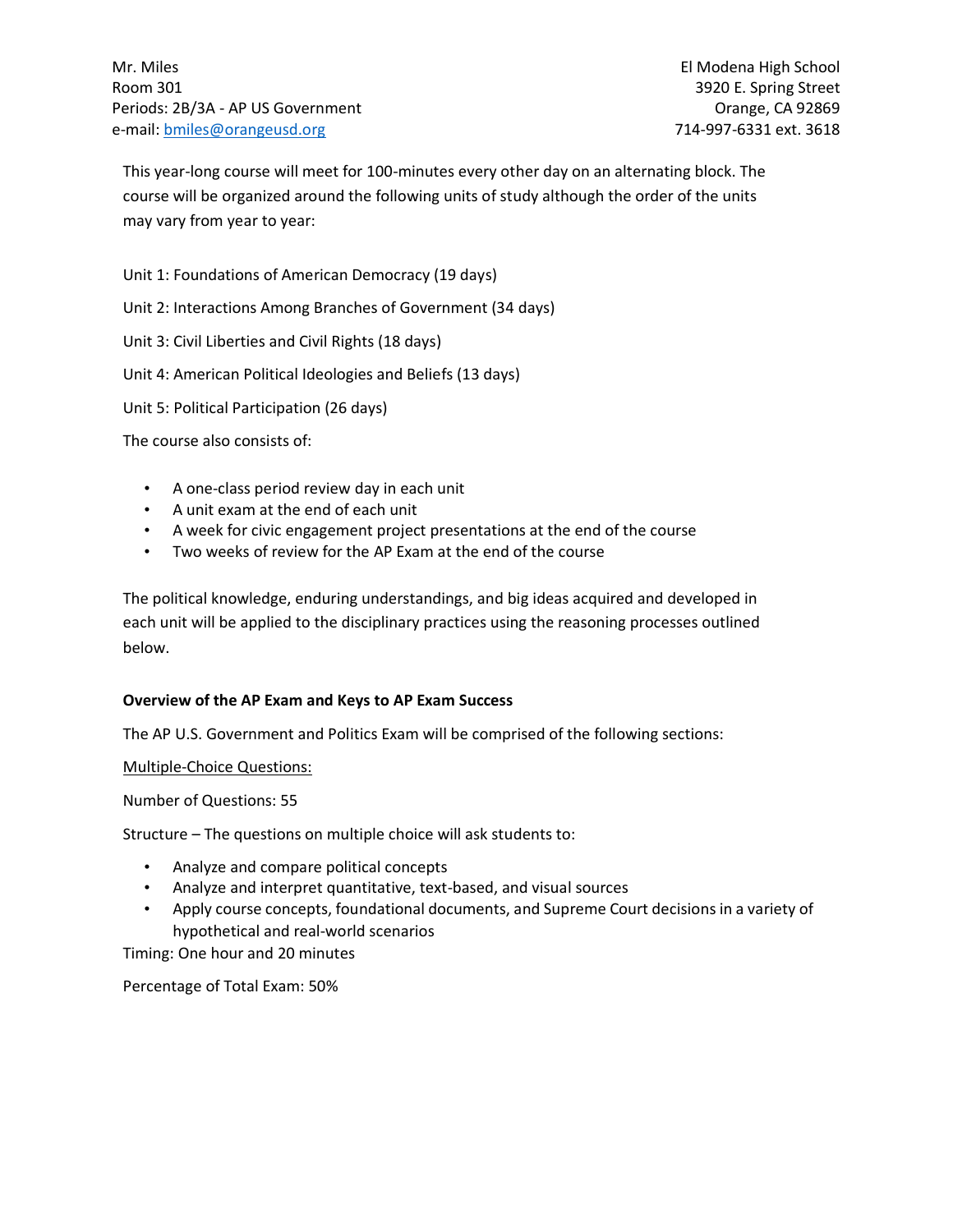Mr. Miles
Room 301
Periods: 2B/3A - AP US Government
e-mail: bmiles@orangeusd.org

El Modena High School
3920 E. Spring Street
Orange, CA 92869
714-997-6331 ext. 3618

This year-long course will meet for 100-minutes every other day on an alternating block. The course will be organized around the following units of study although the order of the units may vary from year to year:

Unit 1: Foundations of American Democracy (19 days)

Unit 2: Interactions Among Branches of Government (34 days)

Unit 3: Civil Liberties and Civil Rights (18 days)

Unit 4: American Political Ideologies and Beliefs (13 days)

Unit 5: Political Participation (26 days)

The course also consists of:

- A one-class period review day in each unit
- A unit exam at the end of each unit
- A week for civic engagement project presentations at the end of the course
- Two weeks of review for the AP Exam at the end of the course

The political knowledge, enduring understandings, and big ideas acquired and developed in each unit will be applied to the disciplinary practices using the reasoning processes outlined below.

**Overview of the AP Exam and Keys to AP Exam Success**

The AP U.S. Government and Politics Exam will be comprised of the following sections:

Multiple-Choice Questions:

Number of Questions: 55

Structure – The questions on multiple choice will ask students to:

- Analyze and compare political concepts
- Analyze and interpret quantitative, text-based, and visual sources
- Apply course concepts, foundational documents, and Supreme Court decisions in a variety of hypothetical and real-world scenarios

Timing: One hour and 20 minutes

Percentage of Total Exam: 50%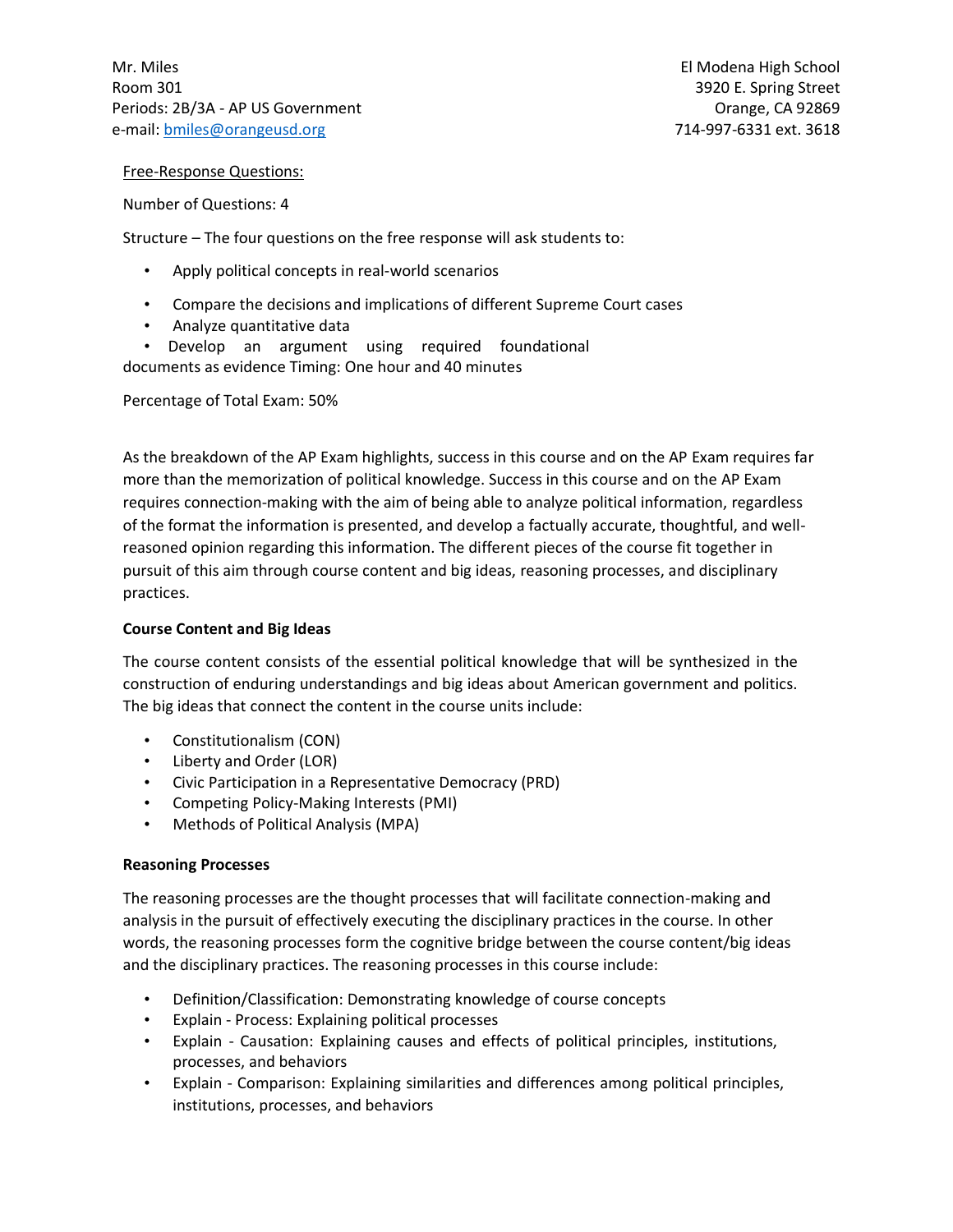Mr. Miles
Room 301
Periods: 2B/3A - AP US Government
e-mail: bmiles@orangeusd.org

El Modena High School
3920 E. Spring Street
Orange, CA 92869
714-997-6331 ext. 3618

Free-Response Questions:

Number of Questions: 4

Structure – The four questions on the free response will ask students to:

- Apply political concepts in real-world scenarios
- Compare the decisions and implications of different Supreme Court cases
- Analyze quantitative data
- Develop an argument using required foundational documents as evidence

Timing: One hour and 40 minutes

Percentage of Total Exam: 50%

As the breakdown of the AP Exam highlights, success in this course and on the AP Exam requires far more than the memorization of political knowledge. Success in this course and on the AP Exam requires connection-making with the aim of being able to analyze political information, regardless of the format the information is presented, and develop a factually accurate, thoughtful, and well-reasoned opinion regarding this information. The different pieces of the course fit together in pursuit of this aim through course content and big ideas, reasoning processes, and disciplinary practices.

**Course Content and Big Ideas**

The course content consists of the essential political knowledge that will be synthesized in the construction of enduring understandings and big ideas about American government and politics. The big ideas that connect the content in the course units include:

- Constitutionalism (CON)
- Liberty and Order (LOR)
- Civic Participation in a Representative Democracy (PRD)
- Competing Policy-Making Interests (PMI)
- Methods of Political Analysis (MPA)

**Reasoning Processes**

The reasoning processes are the thought processes that will facilitate connection-making and analysis in the pursuit of effectively executing the disciplinary practices in the course. In other words, the reasoning processes form the cognitive bridge between the course content/big ideas and the disciplinary practices. The reasoning processes in this course include:

- Definition/Classification: Demonstrating knowledge of course concepts
- Explain - Process: Explaining political processes
- Explain - Causation: Explaining causes and effects of political principles, institutions, processes, and behaviors
- Explain - Comparison: Explaining similarities and differences among political principles, institutions, processes, and behaviors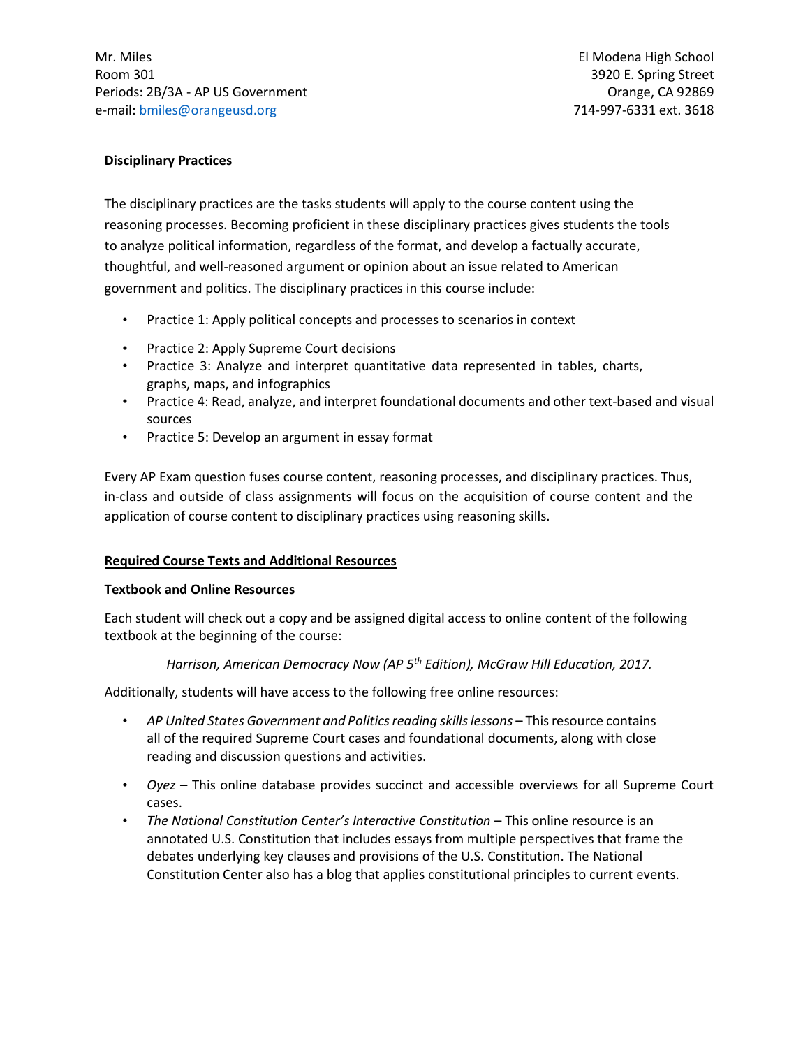Mr. Miles
Room 301
Periods: 2B/3A - AP US Government
e-mail: [bmiles@orangeusd.org](mailto:bmiles@orangeusd.org)

El Modena High School
3920 E. Spring Street
Orange, CA 92869
714-997-6331 ext. 3618

**Disciplinary Practices**

The disciplinary practices are the tasks students will apply to the course content using the reasoning processes. Becoming proficient in these disciplinary practices gives students the tools to analyze political information, regardless of the format, and develop a factually accurate, thoughtful, and well-reasoned argument or opinion about an issue related to American government and politics. The disciplinary practices in this course include:

- Practice 1: Apply political concepts and processes to scenarios in context
- Practice 2: Apply Supreme Court decisions
- Practice 3: Analyze and interpret quantitative data represented in tables, charts, graphs, maps, and infographics
- Practice 4: Read, analyze, and interpret foundational documents and other text-based and visual sources
- Practice 5: Develop an argument in essay format

Every AP Exam question fuses course content, reasoning processes, and disciplinary practices. Thus, in-class and outside of class assignments will focus on the acquisition of course content and the application of course content to disciplinary practices using reasoning skills.

**<u>Required Course Texts and Additional Resources</u>**

**Textbook and Online Resources**

Each student will check out a copy and be assigned digital access to online content of the following textbook at the beginning of the course:

*Harrison, American Democracy Now (AP 5th Edition), McGraw Hill Education, 2017.*

Additionally, students will have access to the following free online resources:

- *AP United States Government and Politics reading skills lessons* – This resource contains all of the required Supreme Court cases and foundational documents, along with close reading and discussion questions and activities.
- *Oyez* – This online database provides succinct and accessible overviews for all Supreme Court cases.
- *The National Constitution Center's Interactive Constitution* – This online resource is an annotated U.S. Constitution that includes essays from multiple perspectives that frame the debates underlying key clauses and provisions of the U.S. Constitution. The National Constitution Center also has a blog that applies constitutional principles to current events.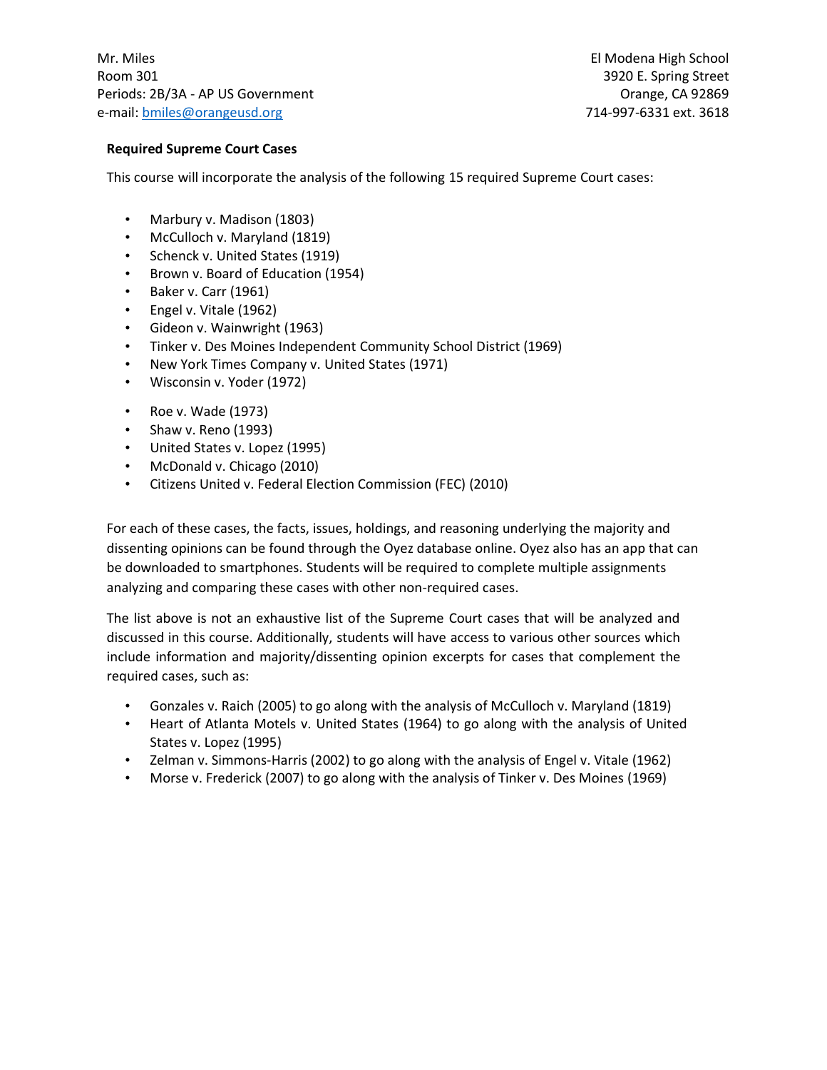Mr. Miles
Room 301
Periods: 2B/3A - AP US Government
e-mail: bmiles@orangeusd.org

El Modena High School
3920 E. Spring Street
Orange, CA 92869
714-997-6331 ext. 3618

**Required Supreme Court Cases**

This course will incorporate the analysis of the following 15 required Supreme Court cases:

- Marbury v. Madison (1803)
- McCulloch v. Maryland (1819)
- Schenck v. United States (1919)
- Brown v. Board of Education (1954)
- Baker v. Carr (1961)
- Engel v. Vitale (1962)
- Gideon v. Wainwright (1963)
- Tinker v. Des Moines Independent Community School District (1969)
- New York Times Company v. United States (1971)
- Wisconsin v. Yoder (1972)
- Roe v. Wade (1973)
- Shaw v. Reno (1993)
- United States v. Lopez (1995)
- McDonald v. Chicago (2010)
- Citizens United v. Federal Election Commission (FEC) (2010)

For each of these cases, the facts, issues, holdings, and reasoning underlying the majority and dissenting opinions can be found through the Oyez database online. Oyez also has an app that can be downloaded to smartphones. Students will be required to complete multiple assignments analyzing and comparing these cases with other non-required cases.

The list above is not an exhaustive list of the Supreme Court cases that will be analyzed and discussed in this course. Additionally, students will have access to various other sources which include information and majority/dissenting opinion excerpts for cases that complement the required cases, such as:

- Gonzales v. Raich (2005) to go along with the analysis of McCulloch v. Maryland (1819)
- Heart of Atlanta Motels v. United States (1964) to go along with the analysis of United States v. Lopez (1995)
- Zelman v. Simmons-Harris (2002) to go along with the analysis of Engel v. Vitale (1962)
- Morse v. Frederick (2007) to go along with the analysis of Tinker v. Des Moines (1969)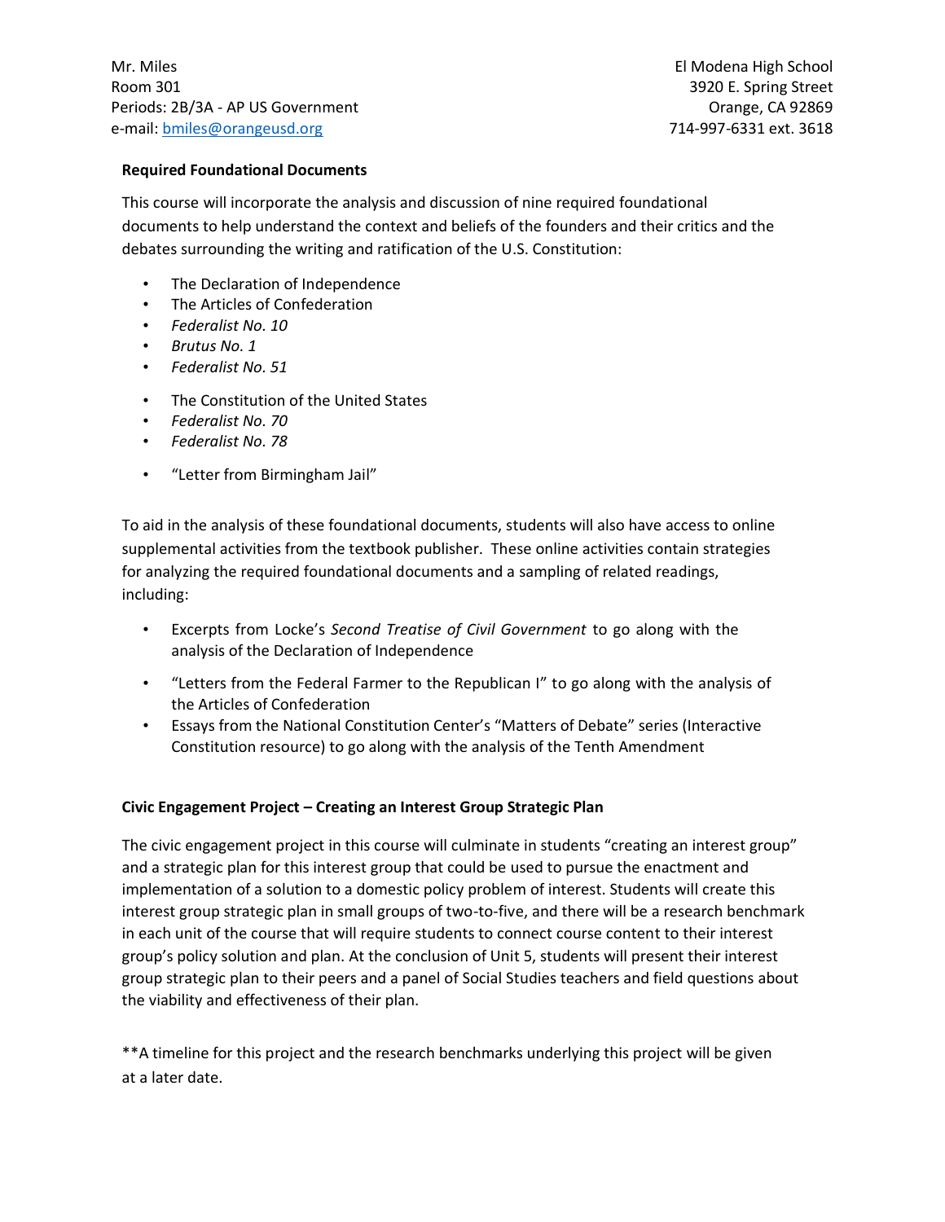Mr. Miles
Room 301
Periods: 2B/3A - AP US Government
e-mail: bmiles@orangeusd.org

El Modena High School
3920 E. Spring Street
Orange, CA 92869
714-997-6331 ext. 3618

**Required Foundational Documents**

This course will incorporate the analysis and discussion of nine required foundational documents to help understand the context and beliefs of the founders and their critics and the debates surrounding the writing and ratification of the U.S. Constitution:

- The Declaration of Independence
- The Articles of Confederation
- *Federalist No. 10*
- *Brutus No. 1*
- *Federalist No. 51*
- The Constitution of the United States
- *Federalist No. 70*
- *Federalist No. 78*
- "Letter from Birmingham Jail"

To aid in the analysis of these foundational documents, students will also have access to online supplemental activities from the textbook publisher. These online activities contain strategies for analyzing the required foundational documents and a sampling of related readings, including:

- Excerpts from Locke's *Second Treatise of Civil Government* to go along with the analysis of the Declaration of Independence
- "Letters from the Federal Farmer to the Republican I" to go along with the analysis of the Articles of Confederation
- Essays from the National Constitution Center's "Matters of Debate" series (Interactive Constitution resource) to go along with the analysis of the Tenth Amendment

**Civic Engagement Project – Creating an Interest Group Strategic Plan**

The civic engagement project in this course will culminate in students "creating an interest group" and a strategic plan for this interest group that could be used to pursue the enactment and implementation of a solution to a domestic policy problem of interest. Students will create this interest group strategic plan in small groups of two-to-five, and there will be a research benchmark in each unit of the course that will require students to connect course content to their interest group's policy solution and plan. At the conclusion of Unit 5, students will present their interest group strategic plan to their peers and a panel of Social Studies teachers and field questions about the viability and effectiveness of their plan.

**A timeline for this project and the research benchmarks underlying this project will be given at a later date.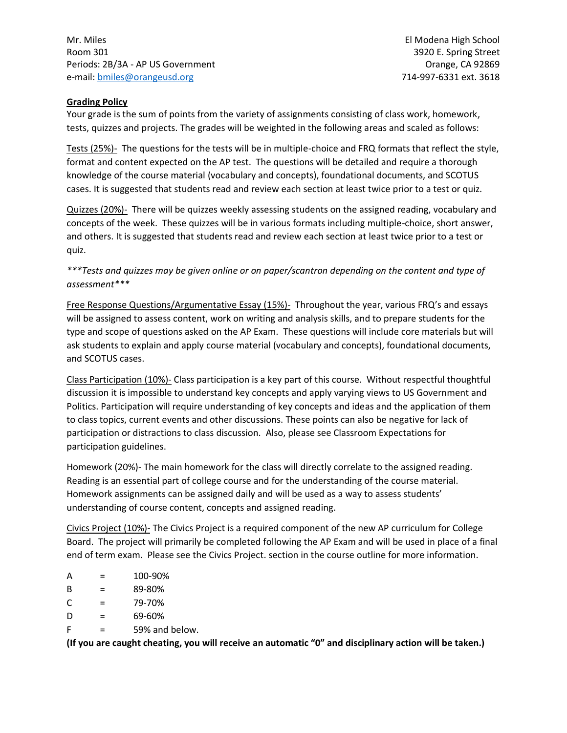Mr. Miles
Room 301
Periods: 2B/3A - AP US Government
e-mail: [bmiles@orangeusd.org](mailto:bmiles@orangeusd.org)

El Modena High School
3920 E. Spring Street
Orange, CA 92869
714-997-6331 ext. 3618

**Grading Policy**

Your grade is the sum of points from the variety of assignments consisting of class work, homework, tests, quizzes and projects. The grades will be weighted in the following areas and scaled as follows:

Tests (25%)- The questions for the tests will be in multiple-choice and FRQ formats that reflect the style, format and content expected on the AP test. The questions will be detailed and require a thorough knowledge of the course material (vocabulary and concepts), foundational documents, and SCOTUS cases. It is suggested that students read and review each section at least twice prior to a test or quiz.

Quizzes (20%)- There will be quizzes weekly assessing students on the assigned reading, vocabulary and concepts of the week. These quizzes will be in various formats including multiple-choice, short answer, and others. It is suggested that students read and review each section at least twice prior to a test or quiz.

*\*\*\*Tests and quizzes may be given online or on paper/scantron depending on the content and type of assessment\*\*\**

Free Response Questions/Argumentative Essay (15%)- Throughout the year, various FRQ's and essays will be assigned to assess content, work on writing and analysis skills, and to prepare students for the type and scope of questions asked on the AP Exam. These questions will include core materials but will ask students to explain and apply course material (vocabulary and concepts), foundational documents, and SCOTUS cases.

Class Participation (10%)- Class participation is a key part of this course. Without respectful thoughtful discussion it is impossible to understand key concepts and apply varying views to US Government and Politics. Participation will require understanding of key concepts and ideas and the application of them to class topics, current events and other discussions. These points can also be negative for lack of participation or distractions to class discussion. Also, please see Classroom Expectations for participation guidelines.

Homework (20%)- The main homework for the class will directly correlate to the assigned reading. Reading is an essential part of college course and for the understanding of the course material. Homework assignments can be assigned daily and will be used as a way to assess students' understanding of course content, concepts and assigned reading.

Civics Project (10%)- The Civics Project is a required component of the new AP curriculum for College Board. The project will primarily be completed following the AP Exam and will be used in place of a final end of term exam. Please see the Civics Project. section in the course outline for more information.

A = 100-90%
B = 89-80%
C = 79-70%
D = 69-60%
F = 59% and below.

**(If you are caught cheating, you will receive an automatic "0" and disciplinary action will be taken.)**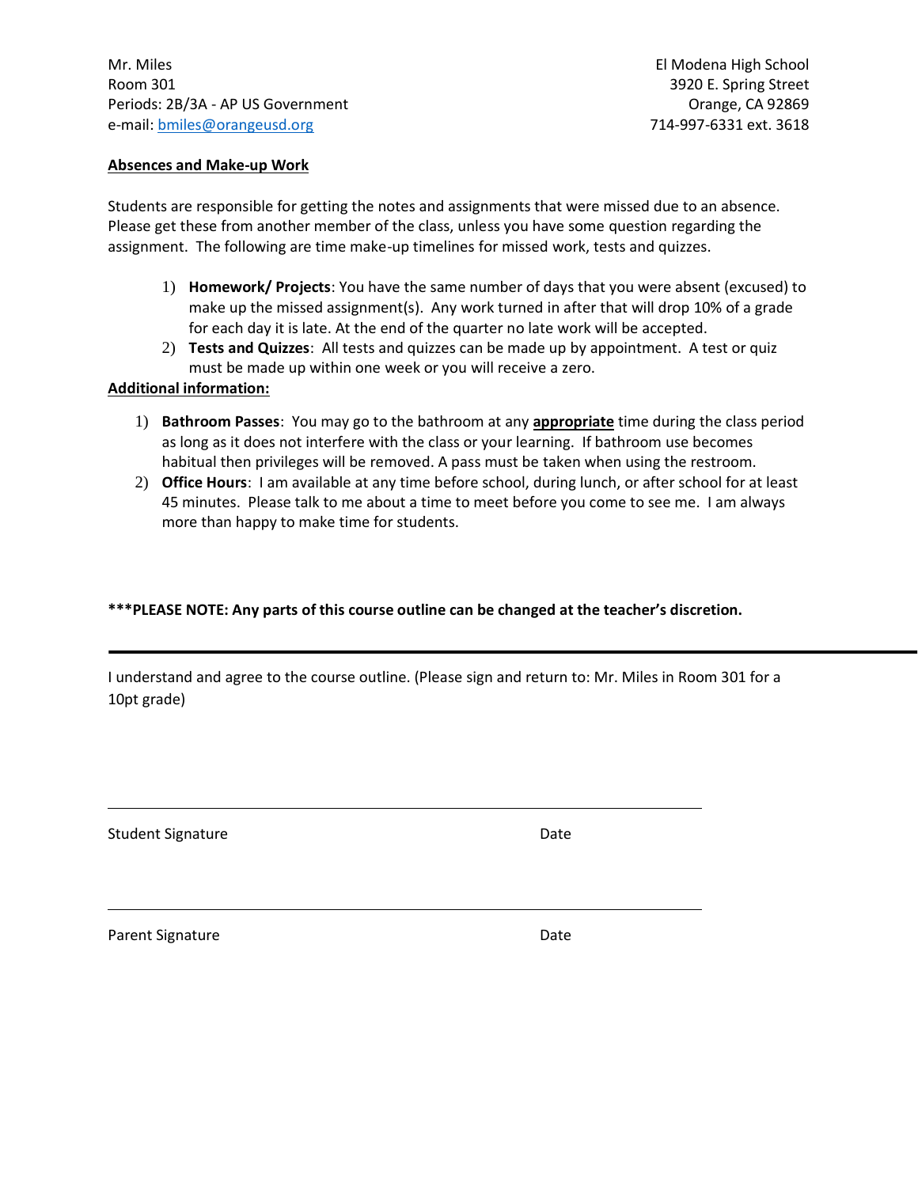Mr. Miles
Room 301
Periods: 2B/3A - AP US Government
e-mail: bmiles@orangeusd.org

El Modena High School
3920 E. Spring Street
Orange, CA 92869
714-997-6331 ext. 3618

**Absences and Make-up Work**

Students are responsible for getting the notes and assignments that were missed due to an absence. Please get these from another member of the class, unless you have some question regarding the assignment. The following are time make-up timelines for missed work, tests and quizzes.

1) **Homework/ Projects**: You have the same number of days that you were absent (excused) to make up the missed assignment(s). Any work turned in after that will drop 10% of a grade for each day it is late. At the end of the quarter no late work will be accepted.
2) **Tests and Quizzes**: All tests and quizzes can be made up by appointment. A test or quiz must be made up within one week or you will receive a zero.

**Additional information:**

1) **Bathroom Passes**: You may go to the bathroom at any **appropriate** time during the class period as long as it does not interfere with the class or your learning. If bathroom use becomes habitual then privileges will be removed. A pass must be taken when using the restroom.
2) **Office Hours**: I am available at any time before school, during lunch, or after school for at least 45 minutes. Please talk to me about a time to meet before you come to see me. I am always more than happy to make time for students.

**\*\*\*PLEASE NOTE: Any parts of this course outline can be changed at the teacher's discretion.**

---

I understand and agree to the course outline. (Please sign and return to: Mr. Miles in Room 301 for a 10pt grade)

______________________________________________

Student Signature                                        Date

______________________________________________

Parent Signature                                        Date